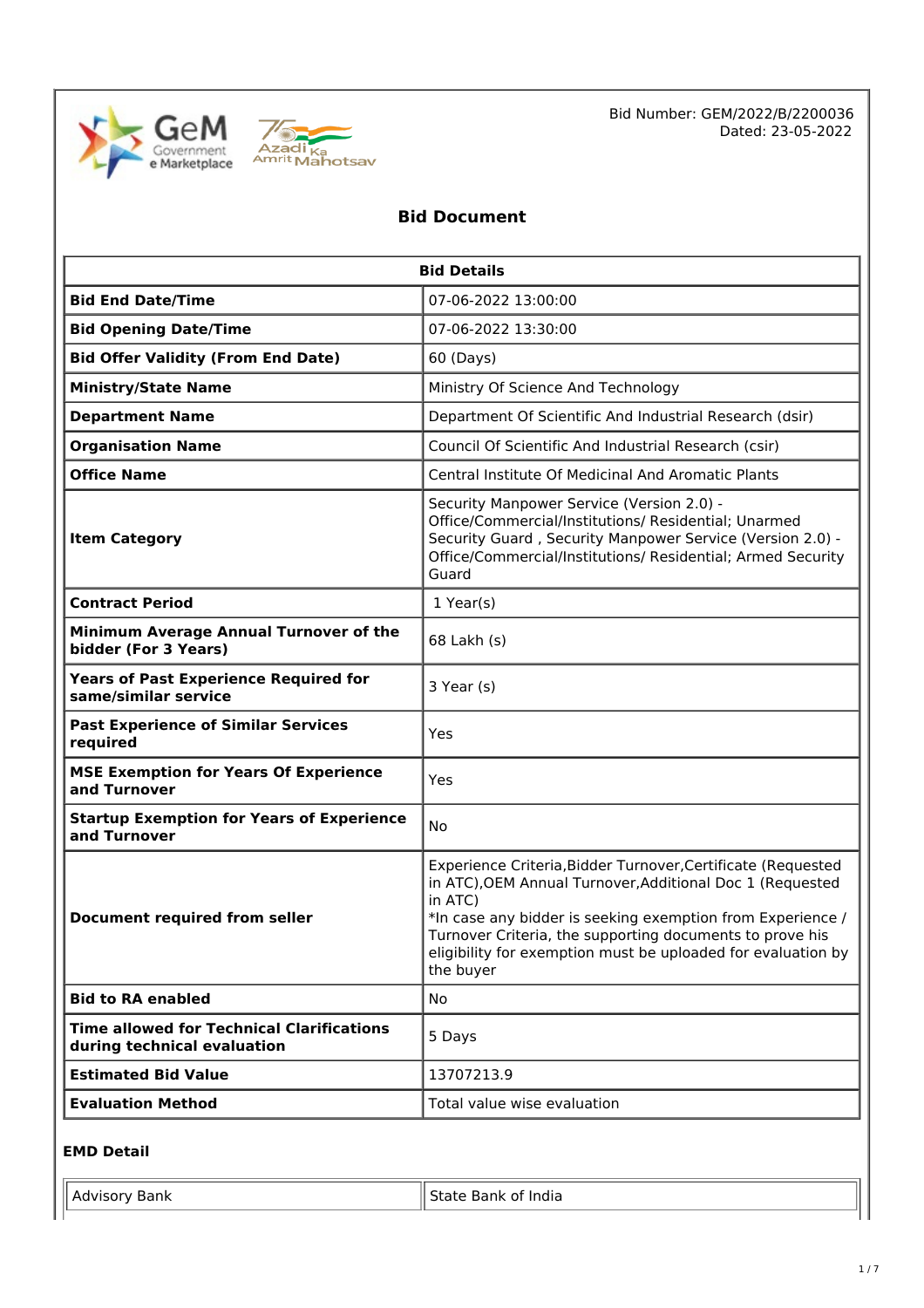Bid Number: GEM/2022/B/2200036
Dated: 23-05-2022

# Bid Document

| Bid Details | |
|---|---|
| **Bid End Date/Time** | 07-06-2022 13:00:00 |
| **Bid Opening Date/Time** | 07-06-2022 13:30:00 |
| **Bid Offer Validity (From End Date)** | 60 (Days) |
| **Ministry/State Name** | Ministry Of Science And Technology |
| **Department Name** | Department Of Scientific And Industrial Research (dsir) |
| **Organisation Name** | Council Of Scientific And Industrial Research (csir) |
| **Office Name** | Central Institute Of Medicinal And Aromatic Plants |
| **Item Category** | Security Manpower Service (Version 2.0) - Office/Commercial/Institutions/ Residential; Unarmed Security Guard , Security Manpower Service (Version 2.0) - Office/Commercial/Institutions/ Residential; Armed Security Guard |
| **Contract Period** | 1 Year(s) |
| **Minimum Average Annual Turnover of the bidder (For 3 Years)** | 68 Lakh (s) |
| **Years of Past Experience Required for same/similar service** | 3 Year (s) |
| **Past Experience of Similar Services required** | Yes |
| **MSE Exemption for Years Of Experience and Turnover** | Yes |
| **Startup Exemption for Years of Experience and Turnover** | No |
| **Document required from seller** | Experience Criteria,Bidder Turnover,Certificate (Requested in ATC),OEM Annual Turnover,Additional Doc 1 (Requested in ATC)<br>*In case any bidder is seeking exemption from Experience / Turnover Criteria, the supporting documents to prove his eligibility for exemption must be uploaded for evaluation by the buyer |
| **Bid to RA enabled** | No |
| **Time allowed for Technical Clarifications during technical evaluation** | 5 Days |
| **Estimated Bid Value** | 13707213.9 |
| **Evaluation Method** | Total value wise evaluation |

### EMD Detail

| Advisory Bank | State Bank of India |
|---|---|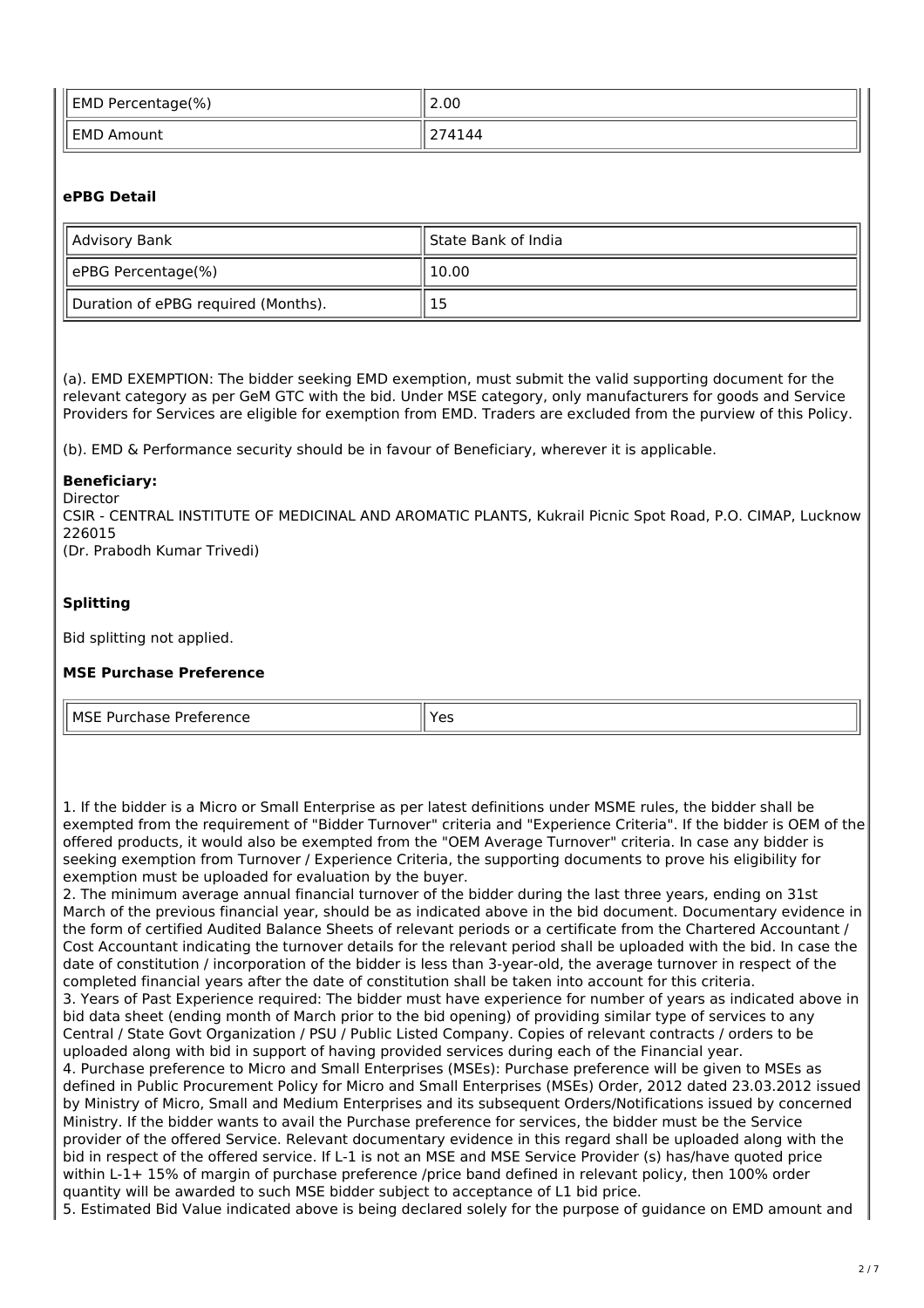| EMD Percentage(%) | 2.00 |
|---|---|
| EMD Amount | 274144 |

### ePBG Detail

| Advisory Bank | State Bank of India |
|---|---|
| ePBG Percentage(%) | 10.00 |
| Duration of ePBG required (Months). | 15 |

(a). EMD EXEMPTION: The bidder seeking EMD exemption, must submit the valid supporting document for the relevant category as per GeM GTC with the bid. Under MSE category, only manufacturers for goods and Service Providers for Services are eligible for exemption from EMD. Traders are excluded from the purview of this Policy.

(b). EMD & Performance security should be in favour of Beneficiary, wherever it is applicable.

**Beneficiary:**
Director
CSIR - CENTRAL INSTITUTE OF MEDICINAL AND AROMATIC PLANTS, Kukrail Picnic Spot Road, P.O. CIMAP, Lucknow 226015
(Dr. Prabodh Kumar Trivedi)

### Splitting

Bid splitting not applied.

### MSE Purchase Preference

| MSE Purchase Preference | Yes |
|---|---|

1. If the bidder is a Micro or Small Enterprise as per latest definitions under MSME rules, the bidder shall be exempted from the requirement of "Bidder Turnover" criteria and "Experience Criteria". If the bidder is OEM of the offered products, it would also be exempted from the "OEM Average Turnover" criteria. In case any bidder is seeking exemption from Turnover / Experience Criteria, the supporting documents to prove his eligibility for exemption must be uploaded for evaluation by the buyer.
2. The minimum average annual financial turnover of the bidder during the last three years, ending on 31st March of the previous financial year, should be as indicated above in the bid document. Documentary evidence in the form of certified Audited Balance Sheets of relevant periods or a certificate from the Chartered Accountant / Cost Accountant indicating the turnover details for the relevant period shall be uploaded with the bid. In case the date of constitution / incorporation of the bidder is less than 3-year-old, the average turnover in respect of the completed financial years after the date of constitution shall be taken into account for this criteria.
3. Years of Past Experience required: The bidder must have experience for number of years as indicated above in bid data sheet (ending month of March prior to the bid opening) of providing similar type of services to any Central / State Govt Organization / PSU / Public Listed Company. Copies of relevant contracts / orders to be uploaded along with bid in support of having provided services during each of the Financial year.
4. Purchase preference to Micro and Small Enterprises (MSEs): Purchase preference will be given to MSEs as defined in Public Procurement Policy for Micro and Small Enterprises (MSEs) Order, 2012 dated 23.03.2012 issued by Ministry of Micro, Small and Medium Enterprises and its subsequent Orders/Notifications issued by concerned Ministry. If the bidder wants to avail the Purchase preference for services, the bidder must be the Service provider of the offered Service. Relevant documentary evidence in this regard shall be uploaded along with the bid in respect of the offered service. If L-1 is not an MSE and MSE Service Provider (s) has/have quoted price within L-1+ 15% of margin of purchase preference /price band defined in relevant policy, then 100% order quantity will be awarded to such MSE bidder subject to acceptance of L1 bid price.
5. Estimated Bid Value indicated above is being declared solely for the purpose of guidance on EMD amount and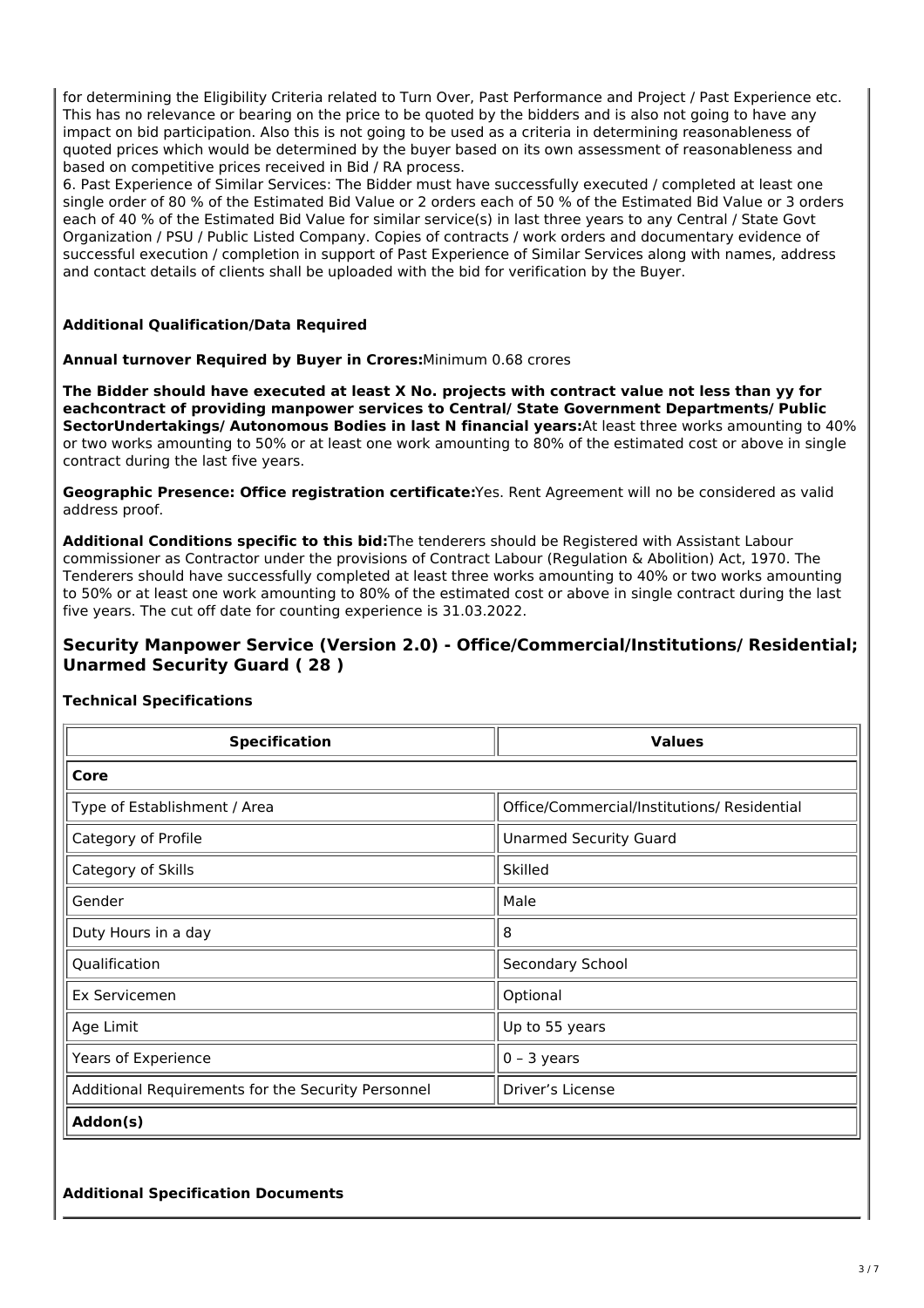for determining the Eligibility Criteria related to Turn Over, Past Performance and Project / Past Experience etc. This has no relevance or bearing on the price to be quoted by the bidders and is also not going to have any impact on bid participation. Also this is not going to be used as a criteria in determining reasonableness of quoted prices which would be determined by the buyer based on its own assessment of reasonableness and based on competitive prices received in Bid / RA process.

6. Past Experience of Similar Services: The Bidder must have successfully executed / completed at least one single order of 80 % of the Estimated Bid Value or 2 orders each of 50 % of the Estimated Bid Value or 3 orders each of 40 % of the Estimated Bid Value for similar service(s) in last three years to any Central / State Govt Organization / PSU / Public Listed Company. Copies of contracts / work orders and documentary evidence of successful execution / completion in support of Past Experience of Similar Services along with names, address and contact details of clients shall be uploaded with the bid for verification by the Buyer.

**Additional Qualification/Data Required**

**Annual turnover Required by Buyer in Crores:**Minimum 0.68 crores

**The Bidder should have executed at least X No. projects with contract value not less than yy for eachcontract of providing manpower services to Central/ State Government Departments/ Public SectorUndertakings/ Autonomous Bodies in last N financial years:**At least three works amounting to 40% or two works amounting to 50% or at least one work amounting to 80% of the estimated cost or above in single contract during the last five years.

**Geographic Presence: Office registration certificate:**Yes. Rent Agreement will no be considered as valid address proof.

**Additional Conditions specific to this bid:**The tenderers should be Registered with Assistant Labour commissioner as Contractor under the provisions of Contract Labour (Regulation & Abolition) Act, 1970. The Tenderers should have successfully completed at least three works amounting to 40% or two works amounting to 50% or at least one work amounting to 80% of the estimated cost or above in single contract during the last five years. The cut off date for counting experience is 31.03.2022.

## Security Manpower Service (Version 2.0) - Office/Commercial/Institutions/ Residential; Unarmed Security Guard ( 28 )

**Technical Specifications**

| Specification | Values |
|---|---|
| **Core** | |
| Type of Establishment / Area | Office/Commercial/Institutions/ Residential |
| Category of Profile | Unarmed Security Guard |
| Category of Skills | Skilled |
| Gender | Male |
| Duty Hours in a day | 8 |
| Qualification | Secondary School |
| Ex Servicemen | Optional |
| Age Limit | Up to 55 years |
| Years of Experience | 0 – 3 years |
| Additional Requirements for the Security Personnel | Driver's License |
| **Addon(s)** | |

**Additional Specification Documents**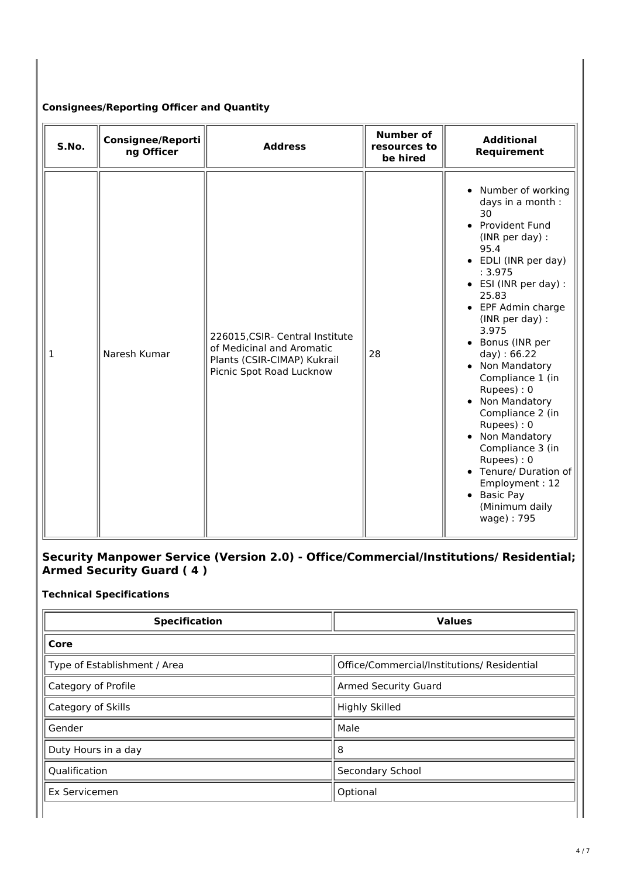### Consignees/Reporting Officer and Quantity

| S.No. | Consignee/Reporting Officer | Address | Number of resources to be hired | Additional Requirement |
|---|---|---|---|---|
| 1 | Naresh Kumar | 226015,CSIR- Central Institute of Medicinal and Aromatic Plants (CSIR-CIMAP) Kukrail Picnic Spot Road Lucknow | 28 | • Number of working days in a month : 30<br>• Provident Fund (INR per day) : 95.4<br>• EDLI (INR per day) : 3.975<br>• ESI (INR per day) : 25.83<br>• EPF Admin charge (INR per day) : 3.975<br>• Bonus (INR per day) : 66.22<br>• Non Mandatory Compliance 1 (in Rupees) : 0<br>• Non Mandatory Compliance 2 (in Rupees) : 0<br>• Non Mandatory Compliance 3 (in Rupees) : 0<br>• Tenure/ Duration of Employment : 12<br>• Basic Pay (Minimum daily wage) : 795 |

## Security Manpower Service (Version 2.0) - Office/Commercial/Institutions/ Residential; Armed Security Guard ( 4 )

### Technical Specifications

| Specification | Values |
|---|---|
| **Core** | |
| Type of Establishment / Area | Office/Commercial/Institutions/ Residential |
| Category of Profile | Armed Security Guard |
| Category of Skills | Highly Skilled |
| Gender | Male |
| Duty Hours in a day | 8 |
| Qualification | Secondary School |
| Ex Servicemen | Optional |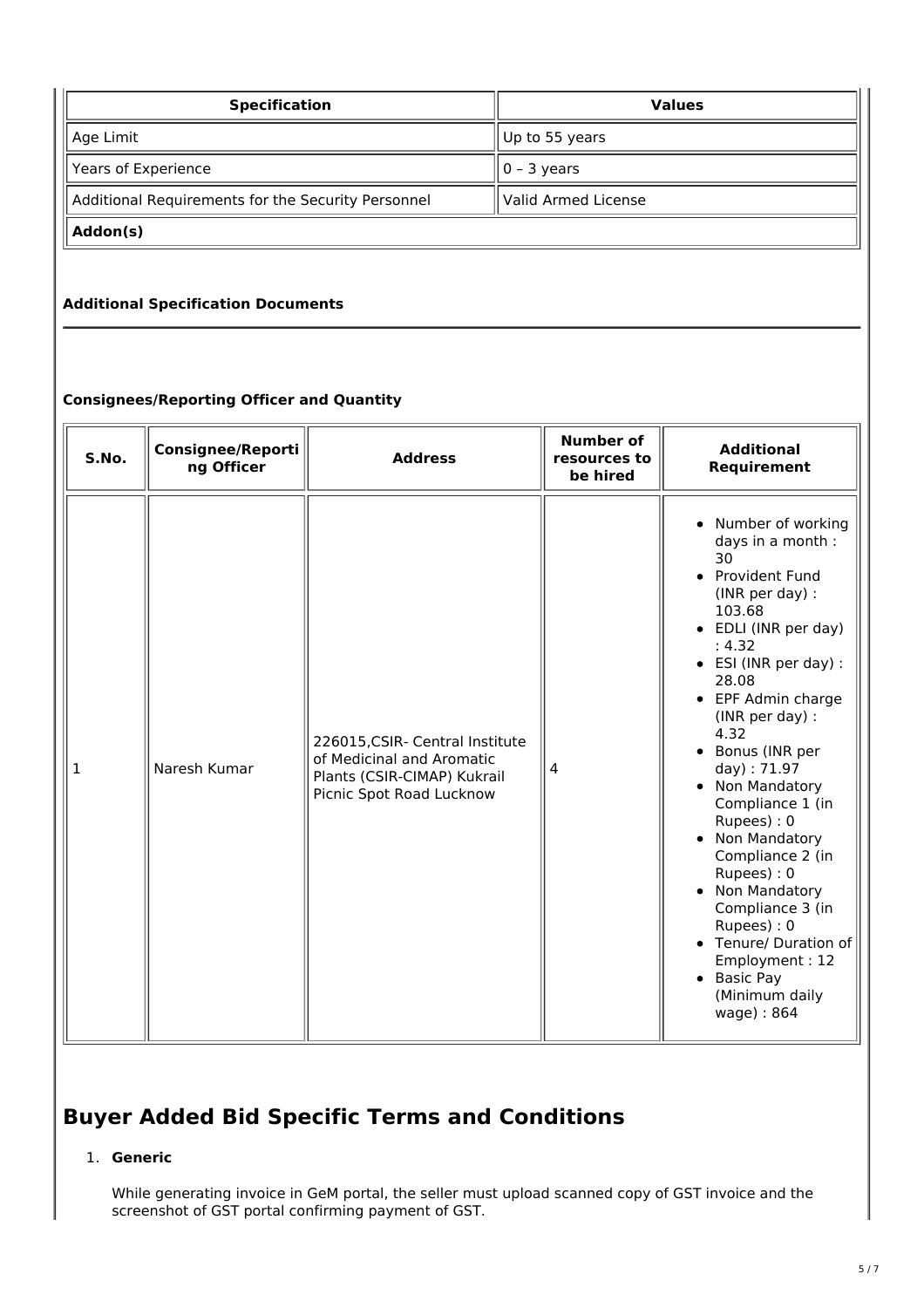| Specification | Values |
| --- | --- |
| Age Limit | Up to 55 years |
| Years of Experience | 0 – 3 years |
| Additional Requirements for the Security Personnel | Valid Armed License |
| **Addon(s)** | |

**Additional Specification Documents**

**Consignees/Reporting Officer and Quantity**

| S.No. | Consignee/Reporting Officer | Address | Number of resources to be hired | Additional Requirement |
| --- | --- | --- | --- | --- |
| 1 | Naresh Kumar | 226015,CSIR- Central Institute of Medicinal and Aromatic Plants (CSIR-CIMAP) Kukrail Picnic Spot Road Lucknow | 4 | • Number of working days in a month : 30<br>• Provident Fund (INR per day) : 103.68<br>• EDLI (INR per day) : 4.32<br>• ESI (INR per day) : 28.08<br>• EPF Admin charge (INR per day) : 4.32<br>• Bonus (INR per day) : 71.97<br>• Non Mandatory Compliance 1 (in Rupees) : 0<br>• Non Mandatory Compliance 2 (in Rupees) : 0<br>• Non Mandatory Compliance 3 (in Rupees) : 0<br>• Tenure/ Duration of Employment : 12<br>• Basic Pay (Minimum daily wage) : 864 |

# Buyer Added Bid Specific Terms and Conditions

1. **Generic**

   While generating invoice in GeM portal, the seller must upload scanned copy of GST invoice and the screenshot of GST portal confirming payment of GST.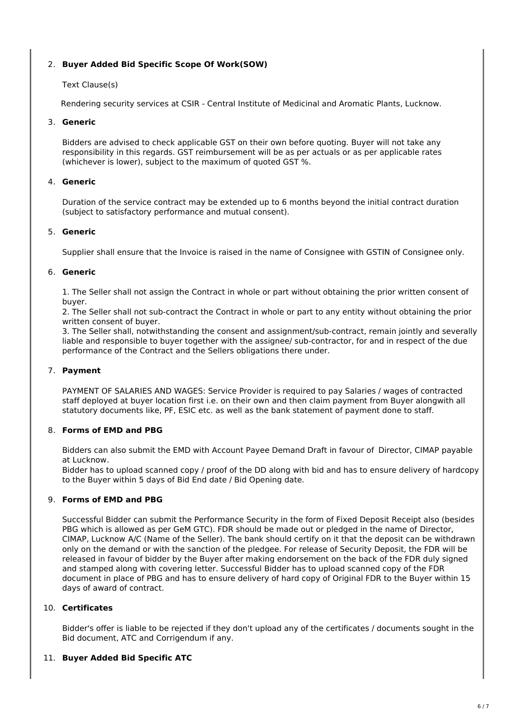2. **Buyer Added Bid Specific Scope Of Work(SOW)**

   Text Clause(s)

   Rendering security services at CSIR - Central Institute of Medicinal and Aromatic Plants, Lucknow.

3. **Generic**

   Bidders are advised to check applicable GST on their own before quoting. Buyer will not take any responsibility in this regards. GST reimbursement will be as per actuals or as per applicable rates (whichever is lower), subject to the maximum of quoted GST %.

4. **Generic**

   Duration of the service contract may be extended up to 6 months beyond the initial contract duration (subject to satisfactory performance and mutual consent).

5. **Generic**

   Supplier shall ensure that the Invoice is raised in the name of Consignee with GSTIN of Consignee only.

6. **Generic**

   1. The Seller shall not assign the Contract in whole or part without obtaining the prior written consent of buyer.
   2. The Seller shall not sub-contract the Contract in whole or part to any entity without obtaining the prior written consent of buyer.
   3. The Seller shall, notwithstanding the consent and assignment/sub-contract, remain jointly and severally liable and responsible to buyer together with the assignee/ sub-contractor, for and in respect of the due performance of the Contract and the Sellers obligations there under.

7. **Payment**

   PAYMENT OF SALARIES AND WAGES: Service Provider is required to pay Salaries / wages of contracted staff deployed at buyer location first i.e. on their own and then claim payment from Buyer alongwith all statutory documents like, PF, ESIC etc. as well as the bank statement of payment done to staff.

8. **Forms of EMD and PBG**

   Bidders can also submit the EMD with Account Payee Demand Draft in favour of Director, CIMAP payable at Lucknow.
   Bidder has to upload scanned copy / proof of the DD along with bid and has to ensure delivery of hardcopy to the Buyer within 5 days of Bid End date / Bid Opening date.

9. **Forms of EMD and PBG**

   Successful Bidder can submit the Performance Security in the form of Fixed Deposit Receipt also (besides PBG which is allowed as per GeM GTC). FDR should be made out or pledged in the name of Director, CIMAP, Lucknow A/C (Name of the Seller). The bank should certify on it that the deposit can be withdrawn only on the demand or with the sanction of the pledgee. For release of Security Deposit, the FDR will be released in favour of bidder by the Buyer after making endorsement on the back of the FDR duly signed and stamped along with covering letter. Successful Bidder has to upload scanned copy of the FDR document in place of PBG and has to ensure delivery of hard copy of Original FDR to the Buyer within 15 days of award of contract.

10. **Certificates**

    Bidder's offer is liable to be rejected if they don't upload any of the certificates / documents sought in the Bid document, ATC and Corrigendum if any.

11. **Buyer Added Bid Specific ATC**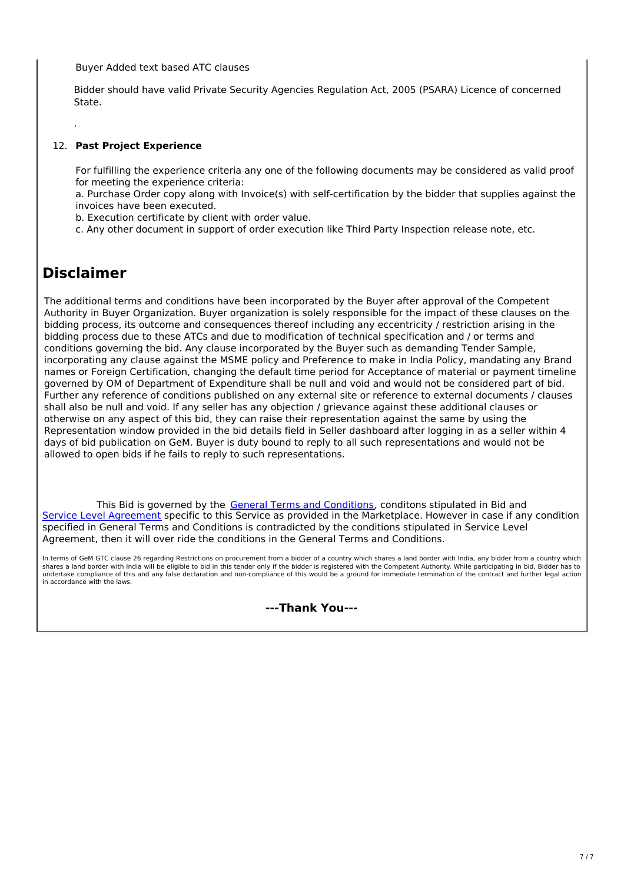Buyer Added text based ATC clauses

Bidder should have valid Private Security Agencies Regulation Act, 2005 (PSARA) Licence of concerned State.

.

12. **Past Project Experience**

For fulfilling the experience criteria any one of the following documents may be considered as valid proof for meeting the experience criteria:
a. Purchase Order copy along with Invoice(s) with self-certification by the bidder that supplies against the invoices have been executed.
b. Execution certificate by client with order value.
c. Any other document in support of order execution like Third Party Inspection release note, etc.

# Disclaimer

The additional terms and conditions have been incorporated by the Buyer after approval of the Competent Authority in Buyer Organization. Buyer organization is solely responsible for the impact of these clauses on the bidding process, its outcome and consequences thereof including any eccentricity / restriction arising in the bidding process due to these ATCs and due to modification of technical specification and / or terms and conditions governing the bid. Any clause incorporated by the Buyer such as demanding Tender Sample, incorporating any clause against the MSME policy and Preference to make in India Policy, mandating any Brand names or Foreign Certification, changing the default time period for Acceptance of material or payment timeline governed by OM of Department of Expenditure shall be null and void and would not be considered part of bid. Further any reference of conditions published on any external site or reference to external documents / clauses shall also be null and void. If any seller has any objection / grievance against these additional clauses or otherwise on any aspect of this bid, they can raise their representation against the same by using the Representation window provided in the bid details field in Seller dashboard after logging in as a seller within 4 days of bid publication on GeM. Buyer is duty bound to reply to all such representations and would not be allowed to open bids if he fails to reply to such representations.

This Bid is governed by the General Terms and Conditions, conditons stipulated in Bid and Service Level Agreement specific to this Service as provided in the Marketplace. However in case if any condition specified in General Terms and Conditions is contradicted by the conditions stipulated in Service Level Agreement, then it will over ride the conditions in the General Terms and Conditions.

In terms of GeM GTC clause 26 regarding Restrictions on procurement from a bidder of a country which shares a land border with India, any bidder from a country which shares a land border with India will be eligible to bid in this tender only if the bidder is registered with the Competent Authority. While participating in bid, Bidder has to undertake compliance of this and any false declaration and non-compliance of this would be a ground for immediate termination of the contract and further legal action in accordance with the laws.

**---Thank You---**